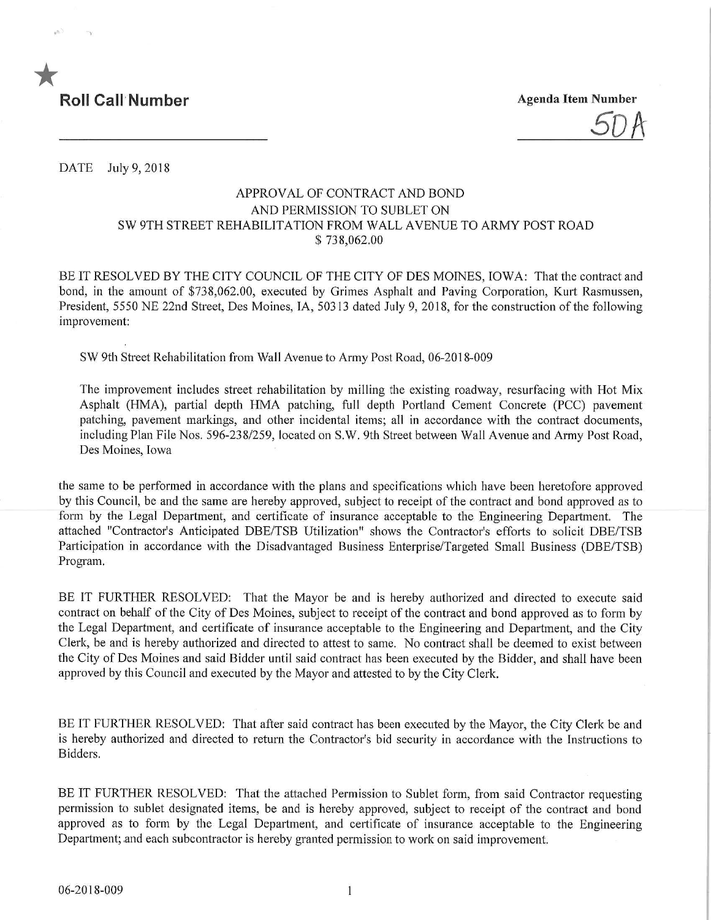★

**Roll Call Number**

**Agenda Item Number**

50A

DATE July 9, 2018

APPROVAL OF CONTRACT AND BOND
AND PERMISSION TO SUBLET ON
SW 9TH STREET REHABILITATION FROM WALL AVENUE TO ARMY POST ROAD
$ 738,062.00

BE IT RESOLVED BY THE CITY COUNCIL OF THE CITY OF DES MOINES, IOWA: That the contract and bond, in the amount of $738,062.00, executed by Grimes Asphalt and Paving Corporation, Kurt Rasmussen, President, 5550 NE 22nd Street, Des Moines, IA, 50313 dated July 9, 2018, for the construction of the following improvement:

SW 9th Street Rehabilitation from Wall Avenue to Army Post Road, 06-2018-009

The improvement includes street rehabilitation by milling the existing roadway, resurfacing with Hot Mix Asphalt (HMA), partial depth HMA patching, full depth Portland Cement Concrete (PCC) pavement patching, pavement markings, and other incidental items; all in accordance with the contract documents, including Plan File Nos. 596-238/259, located on S.W. 9th Street between Wall Avenue and Army Post Road, Des Moines, Iowa

the same to be performed in accordance with the plans and specifications which have been heretofore approved by this Council, be and the same are hereby approved, subject to receipt of the contract and bond approved as to form by the Legal Department, and certificate of insurance acceptable to the Engineering Department. The attached "Contractor's Anticipated DBE/TSB Utilization" shows the Contractor's efforts to solicit DBE/TSB Participation in accordance with the Disadvantaged Business Enterprise/Targeted Small Business (DBE/TSB) Program.

BE IT FURTHER RESOLVED: That the Mayor be and is hereby authorized and directed to execute said contract on behalf of the City of Des Moines, subject to receipt of the contract and bond approved as to form by the Legal Department, and certificate of insurance acceptable to the Engineering and Department, and the City Clerk, be and is hereby authorized and directed to attest to same. No contract shall be deemed to exist between the City of Des Moines and said Bidder until said contract has been executed by the Bidder, and shall have been approved by this Council and executed by the Mayor and attested to by the City Clerk.

BE IT FURTHER RESOLVED: That after said contract has been executed by the Mayor, the City Clerk be and is hereby authorized and directed to return the Contractor's bid security in accordance with the Instructions to Bidders.

BE IT FURTHER RESOLVED: That the attached Permission to Sublet form, from said Contractor requesting permission to sublet designated items, be and is hereby approved, subject to receipt of the contract and bond approved as to form by the Legal Department, and certificate of insurance acceptable to the Engineering Department; and each subcontractor is hereby granted permission to work on said improvement.

06-2018-009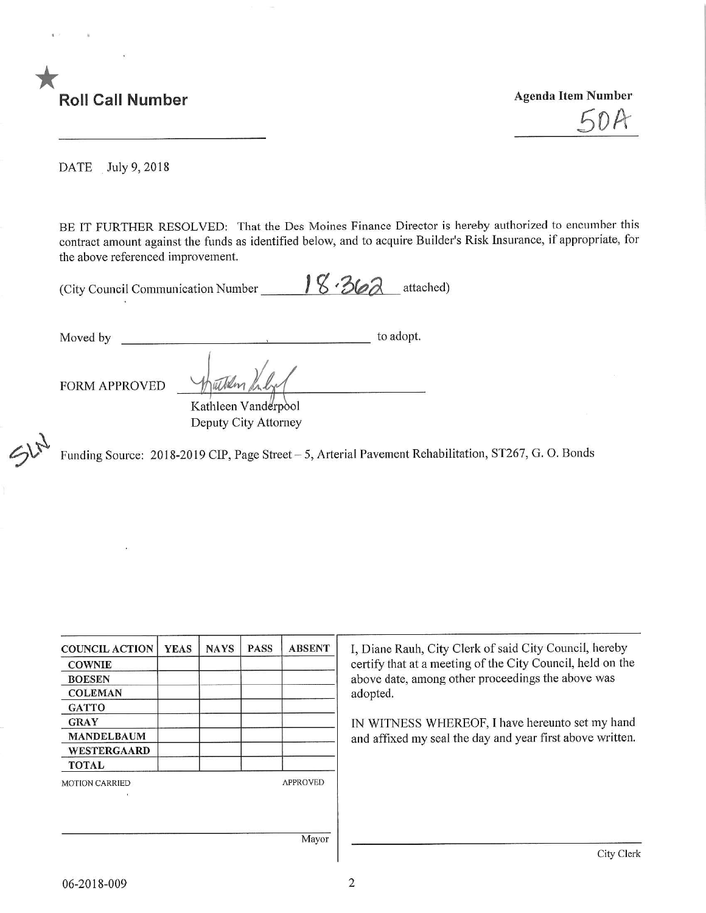★

**Roll Call Number** ____________________

**Agenda Item Number**
50A

DATE July 9, 2018

BE IT FURTHER RESOLVED: That the Des Moines Finance Director is hereby authorized to encumber this contract amount against the funds as identified below, and to acquire Builder's Risk Insurance, if appropriate, for the above referenced improvement.

(City Council Communication Number 18.362 attached)

Moved by ______________________________ to adopt.

FORM APPROVED ______________________________
Kathleen Vanderpool
Deputy City Attorney

SLN

Funding Source: 2018-2019 CIP, Page Street – 5, Arterial Pavement Rehabilitation, ST267, G. O. Bonds

| COUNCIL ACTION | YEAS | NAYS | PASS | ABSENT |
|---|---|---|---|---|
| COWNIE | | | | |
| BOESEN | | | | |
| COLEMAN | | | | |
| GATTO | | | | |
| GRAY | | | | |
| MANDELBAUM | | | | |
| WESTERGAARD | | | | |
| TOTAL | | | | |

MOTION CARRIED APPROVED

______________________________ Mayor

I, Diane Rauh, City Clerk of said City Council, hereby certify that at a meeting of the City Council, held on the above date, among other proceedings the above was adopted.

IN WITNESS WHEREOF, I have hereunto set my hand and affixed my seal the day and year first above written.

______________________________ City Clerk

06-2018-009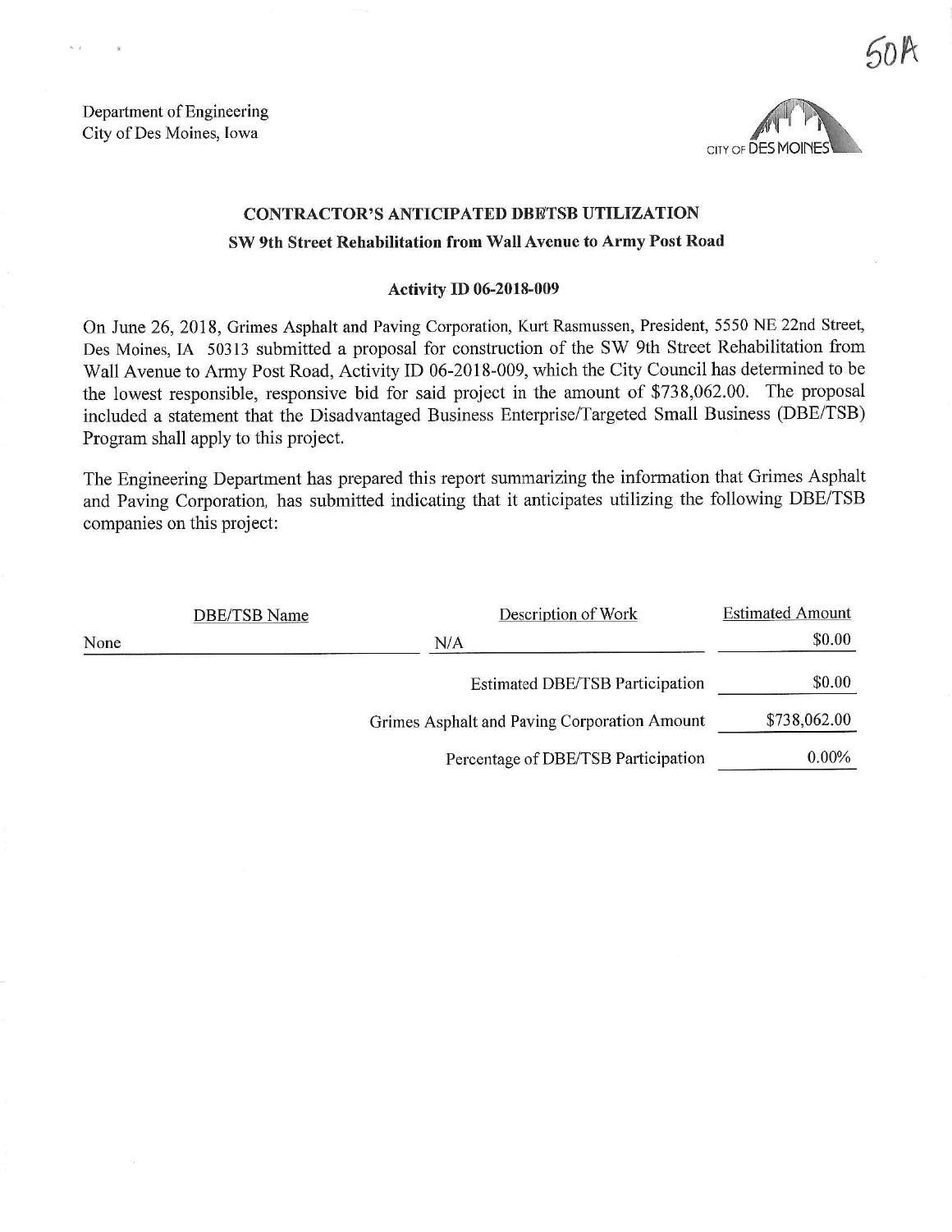50A

Department of Engineering
City of Des Moines, Iowa

CITY OF DES MOINES

## CONTRACTOR'S ANTICIPATED DBE/TSB UTILIZATION

### SW 9th Street Rehabilitation from Wall Avenue to Army Post Road

#### Activity ID 06-2018-009

On June 26, 2018, Grimes Asphalt and Paving Corporation, Kurt Rasmussen, President, 5550 NE 22nd Street, Des Moines, IA 50313 submitted a proposal for construction of the SW 9th Street Rehabilitation from Wall Avenue to Army Post Road, Activity ID 06-2018-009, which the City Council has determined to be the lowest responsible, responsive bid for said project in the amount of $738,062.00. The proposal included a statement that the Disadvantaged Business Enterprise/Targeted Small Business (DBE/TSB) Program shall apply to this project.

The Engineering Department has prepared this report summarizing the information that Grimes Asphalt and Paving Corporation, has submitted indicating that it anticipates utilizing the following DBE/TSB companies on this project:

| DBE/TSB Name | Description of Work | Estimated Amount |
|---|---|---|
| None | N/A | $0.00 |
| | Estimated DBE/TSB Participation | $0.00 |
| | Grimes Asphalt and Paving Corporation Amount | $738,062.00 |
| | Percentage of DBE/TSB Participation | 0.00% |